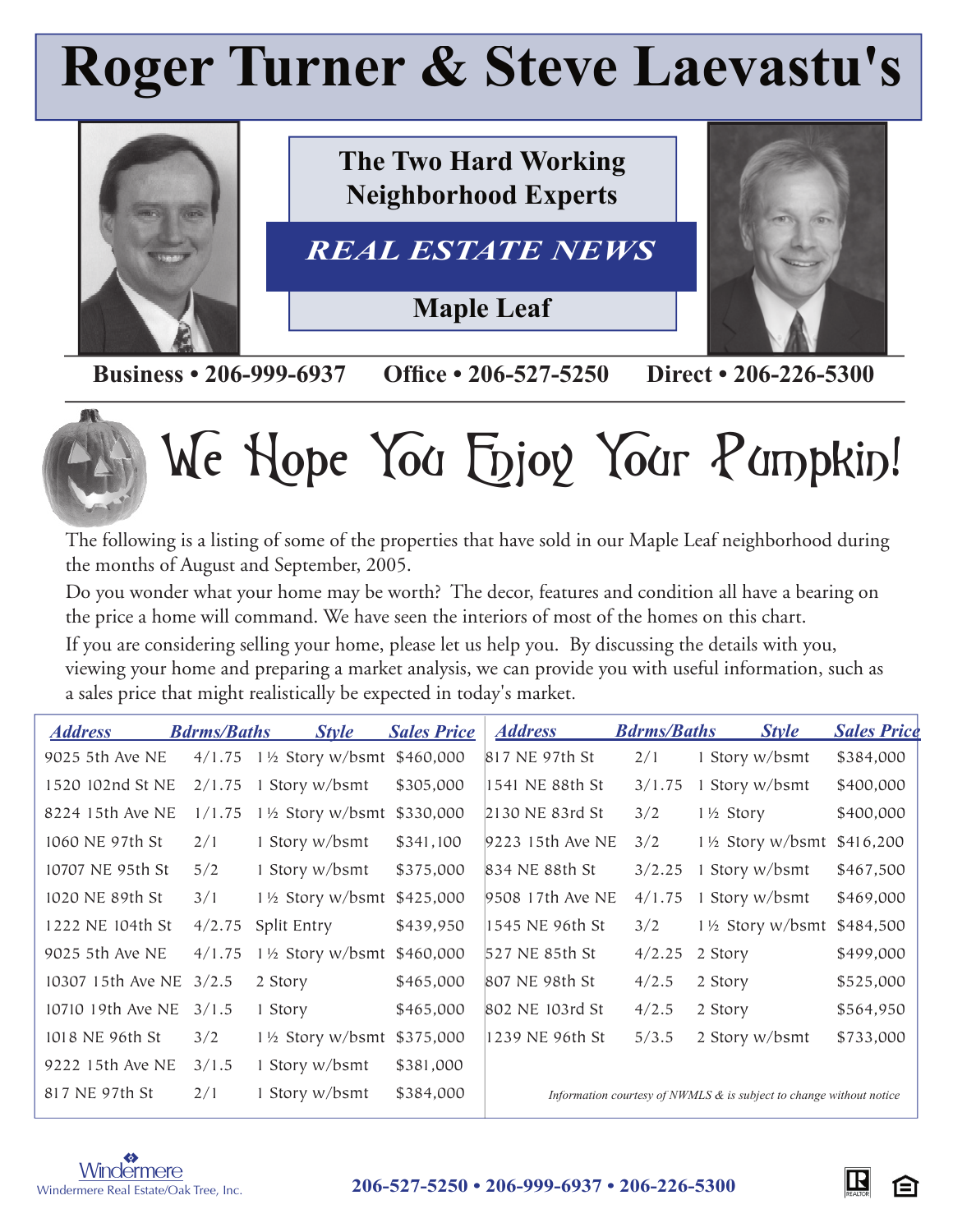# Roger Turner & Steve Laevastu's

**The Two Hard Working Neighborhood Experts**

## *REAL ESTATE NEWS*

**Maple Leaf**

**Business • 206-999-6937    Office • 206-527-5250    Direct • 206-226-5300**

# We Hope You Enjoy Your Pumpkin!

The following is a listing of some of the properties that have sold in our Maple Leaf neighborhood during the months of August and September, 2005.

Do you wonder what your home may be worth? The decor, features and condition all have a bearing on the price a home will command. We have seen the interiors of most of the homes on this chart.

If you are considering selling your home, please let us help you. By discussing the details with you, viewing your home and preparing a market analysis, we can provide you with useful information, such as a sales price that might realistically be expected in today's market.

| Address | Bdrms/Baths | Style | Sales Price |
|---|---|---|---|
| 9025 5th Ave NE | 4/1.75 | 1½ Story w/bsmt | $460,000 |
| 1520 102nd St NE | 2/1.75 | 1 Story w/bsmt | $305,000 |
| 8224 15th Ave NE | 1/1.75 | 1½ Story w/bsmt | $330,000 |
| 1060 NE 97th St | 2/1 | 1 Story w/bsmt | $341,100 |
| 10707 NE 95th St | 5/2 | 1 Story w/bsmt | $375,000 |
| 1020 NE 89th St | 3/1 | 1½ Story w/bsmt | $425,000 |
| 1222 NE 104th St | 4/2.75 | Split Entry | $439,950 |
| 9025 5th Ave NE | 4/1.75 | 1½ Story w/bsmt | $460,000 |
| 10307 15th Ave NE | 3/2.5 | 2 Story | $465,000 |
| 10710 19th Ave NE | 3/1.5 | 1 Story | $465,000 |
| 1018 NE 96th St | 3/2 | 1½ Story w/bsmt | $375,000 |
| 9222 15th Ave NE | 3/1.5 | 1 Story w/bsmt | $381,000 |
| 817 NE 97th St | 2/1 | 1 Story w/bsmt | $384,000 |
| 817 NE 97th St | 2/1 | 1 Story w/bsmt | $384,000 |
| 1541 NE 88th St | 3/1.75 | 1 Story w/bsmt | $400,000 |
| 2130 NE 83rd St | 3/2 | 1½ Story | $400,000 |
| 9223 15th Ave NE | 3/2 | 1½ Story w/bsmt | $416,200 |
| 834 NE 88th St | 3/2.25 | 1 Story w/bsmt | $467,500 |
| 9508 17th Ave NE | 4/1.75 | 1 Story w/bsmt | $469,000 |
| 1545 NE 96th St | 3/2 | 1½ Story w/bsmt | $484,500 |
| 527 NE 85th St | 4/2.25 | 2 Story | $499,000 |
| 807 NE 98th St | 4/2.5 | 2 Story | $525,000 |
| 802 NE 103rd St | 4/2.5 | 2 Story | $564,950 |
| 1239 NE 96th St | 5/3.5 | 2 Story w/bsmt | $733,000 |

*Information courtesy of NWMLS & is subject to change without notice*

Windermere Real Estate/Oak Tree, Inc.

**206-527-5250 • 206-999-6937 • 206-226-5300**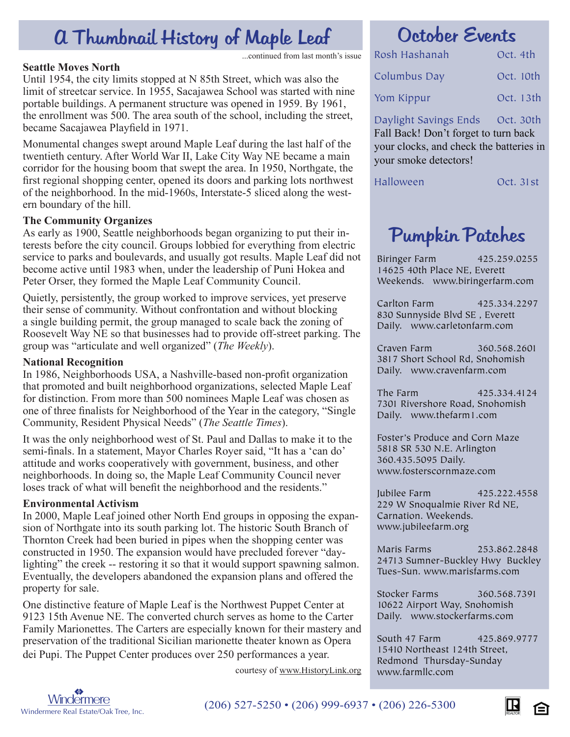# A Thumbnail History of Maple Leaf

...continued from last month's issue

**Seattle Moves North**

Until 1954, the city limits stopped at N 85th Street, which was also the limit of streetcar service. In 1955, Sacajawea School was started with nine portable buildings. A permanent structure was opened in 1959. By 1961, the enrollment was 500. The area south of the school, including the street, became Sacajawea Playfield in 1971.

Monumental changes swept around Maple Leaf during the last half of the twentieth century. After World War II, Lake City Way NE became a main corridor for the housing boom that swept the area. In 1950, Northgate, the first regional shopping center, opened its doors and parking lots northwest of the neighborhood. In the mid-1960s, Interstate-5 sliced along the western boundary of the hill.

**The Community Organizes**

As early as 1900, Seattle neighborhoods began organizing to put their interests before the city council. Groups lobbied for everything from electric service to parks and boulevards, and usually got results. Maple Leaf did not become active until 1983 when, under the leadership of Puni Hokea and Peter Orser, they formed the Maple Leaf Community Council.

Quietly, persistently, the group worked to improve services, yet preserve their sense of community. Without confrontation and without blocking a single building permit, the group managed to scale back the zoning of Roosevelt Way NE so that businesses had to provide off-street parking. The group was "articulate and well organized" (*The Weekly*).

**National Recognition**

In 1986, Neighborhoods USA, a Nashville-based non-profit organization that promoted and built neighborhood organizations, selected Maple Leaf for distinction. From more than 500 nominees Maple Leaf was chosen as one of three finalists for Neighborhood of the Year in the category, "Single Community, Resident Physical Needs" (*The Seattle Times*).

It was the only neighborhood west of St. Paul and Dallas to make it to the semi-finals. In a statement, Mayor Charles Royer said, "It has a 'can do' attitude and works cooperatively with government, business, and other neighborhoods. In doing so, the Maple Leaf Community Council never loses track of what will benefit the neighborhood and the residents."

**Environmental Activism**

In 2000, Maple Leaf joined other North End groups in opposing the expansion of Northgate into its south parking lot. The historic South Branch of Thornton Creek had been buried in pipes when the shopping center was constructed in 1950. The expansion would have precluded forever "daylighting" the creek -- restoring it so that it would support spawning salmon. Eventually, the developers abandoned the expansion plans and offered the property for sale.

One distinctive feature of Maple Leaf is the Northwest Puppet Center at 9123 15th Avenue NE. The converted church serves as home to the Carter Family Marionettes. The Carters are especially known for their mastery and preservation of the traditional Sicilian marionette theater known as Opera dei Pupi. The Puppet Center produces over 250 performances a year.

courtesy of www.HistoryLink.org

# October Events

| | |
|---|---|
| Rosh Hashanah | Oct. 4th |
| Columbus Day | Oct. 10th |
| Yom Kippur | Oct. 13th |
| Daylight Savings Ends | Oct. 30th |
| Halloween | Oct. 31st |

Fall Back! Don't forget to turn back your clocks, and check the batteries in your smoke detectors!

# Pumpkin Patches

Biringer Farm 425.259.0255
14625 40th Place NE, Everett
Weekends. www.biringerfarm.com

Carlton Farm 425.334.2297
830 Sunnyside Blvd SE , Everett
Daily. www.carletonfarm.com

Craven Farm 360.568.2601
3817 Short School Rd, Snohomish
Daily. www.cravenfarm.com

The Farm 425.334.4124
7301 Rivershore Road, Snohomish
Daily. www.thefarm1.com

Foster's Produce and Corn Maze
5818 SR 530 N.E. Arlington
360.435.5095 Daily.
www.fosterscornmaze.com

Jubilee Farm 425.222.4558
229 W Snoqualmie River Rd NE, Carnation. Weekends.
www.jubileefarm.org

Maris Farms 253.862.2848
24713 Sumner-Buckley Hwy Buckley
Tues-Sun. www.marisfarms.com

Stocker Farms 360.568.7391
10622 Airport Way, Snohomish
Daily. www.stockerfarms.com

South 47 Farm 425.869.9777
15410 Northeast 124th Street, Redmond Thursday-Sunday
www.farmllc.com

Windermere
Windermere Real Estate/Oak Tree, Inc.

(206) 527-5250 • (206) 999-6937 • (206) 226-5300